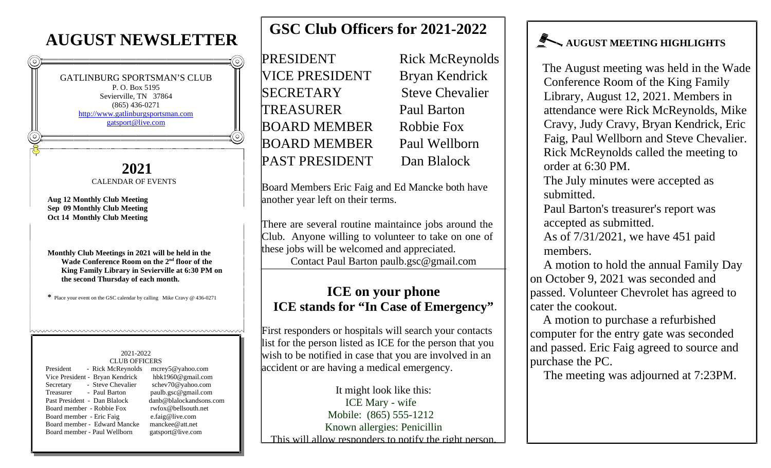# AUGUST NEWSLETTER

GATLINBURG SPORTSMAN'S CLUB
P. O. Box 5195
Sevierville, TN 37864
(865) 436-0271
http://www.gatlinburgsportsman.com
gatsport@live.com

## 2021

CALENDAR OF EVENTS

**Aug 12 Monthly Club Meeting**
**Sep 09 Monthly Club Meeting**
**Oct 14 Monthly Club Meeting**

**Monthly Club Meetings in 2021 will be held in the Wade Conference Room on the 2nd floor of the King Family Library in Sevierville at 6:30 PM on the second Thursday of each month.**

* Place your event on the GSC calendar by calling Mike Cravy @ 436-0271

2021-2022
CLUB OFFICERS

| Office | Name | Email |
|---|---|---|
| President | Rick McReynolds | mcrey5@yahoo.com |
| Vice President | Bryan Kendrick | hbk1960@gmail.com |
| Secretary | Steve Chevalier | schev70@yahoo.com |
| Treasurer | Paul Barton | paulb.gsc@gmail.com |
| Past President | Dan Blalock | danb@blalockandsons.com |
| Board member | Robbie Fox | rwfox@bellsouth.net |
| Board member | Eric Faig | e.faig@live.com |
| Board member | Edward Mancke | manckee@att.net |
| Board member | Paul Wellborn | gatsport@live.com |

## GSC Club Officers for 2021-2022

| | |
|---|---|
| PRESIDENT | Rick McReynolds |
| VICE PRESIDENT | Bryan Kendrick |
| SECRETARY | Steve Chevalier |
| TREASURER | Paul Barton |
| BOARD MEMBER | Robbie Fox |
| BOARD MEMBER | Paul Wellborn |
| PAST PRESIDENT | Dan Blalock |

Board Members Eric Faig and Ed Mancke both have another year left on their terms.

There are several routine maintaince jobs around the Club. Anyone willing to volunteer to take on one of these jobs will be welcomed and appreciated.
Contact Paul Barton paulb.gsc@gmail.com

## ICE on your phone
## ICE stands for "In Case of Emergency"

First responders or hospitals will search your contacts list for the person listed as ICE for the person that you wish to be notified in case that you are involved in an accident or are having a medical emergency.

It might look like this:
ICE Mary - wife
Mobile: (865) 555-1212
Known allergies: Penicillin
This will allow responders to notify the right person.

### AUGUST MEETING HIGHLIGHTS

The August meeting was held in the Wade Conference Room of the King Family Library, August 12, 2021. Members in attendance were Rick McReynolds, Mike Cravy, Judy Cravy, Bryan Kendrick, Eric Faig, Paul Wellborn and Steve Chevalier. Rick McReynolds called the meeting to order at 6:30 PM.

The July minutes were accepted as submitted.

Paul Barton's treasurer's report was accepted as submitted.

As of 7/31/2021, we have 451 paid members.

A motion to hold the annual Family Day on October 9, 2021 was seconded and passed. Volunteer Chevrolet has agreed to cater the cookout.

A motion to purchase a refurbished computer for the entry gate was seconded and passed. Eric Faig agreed to source and purchase the PC.

The meeting was adjourned at 7:23PM.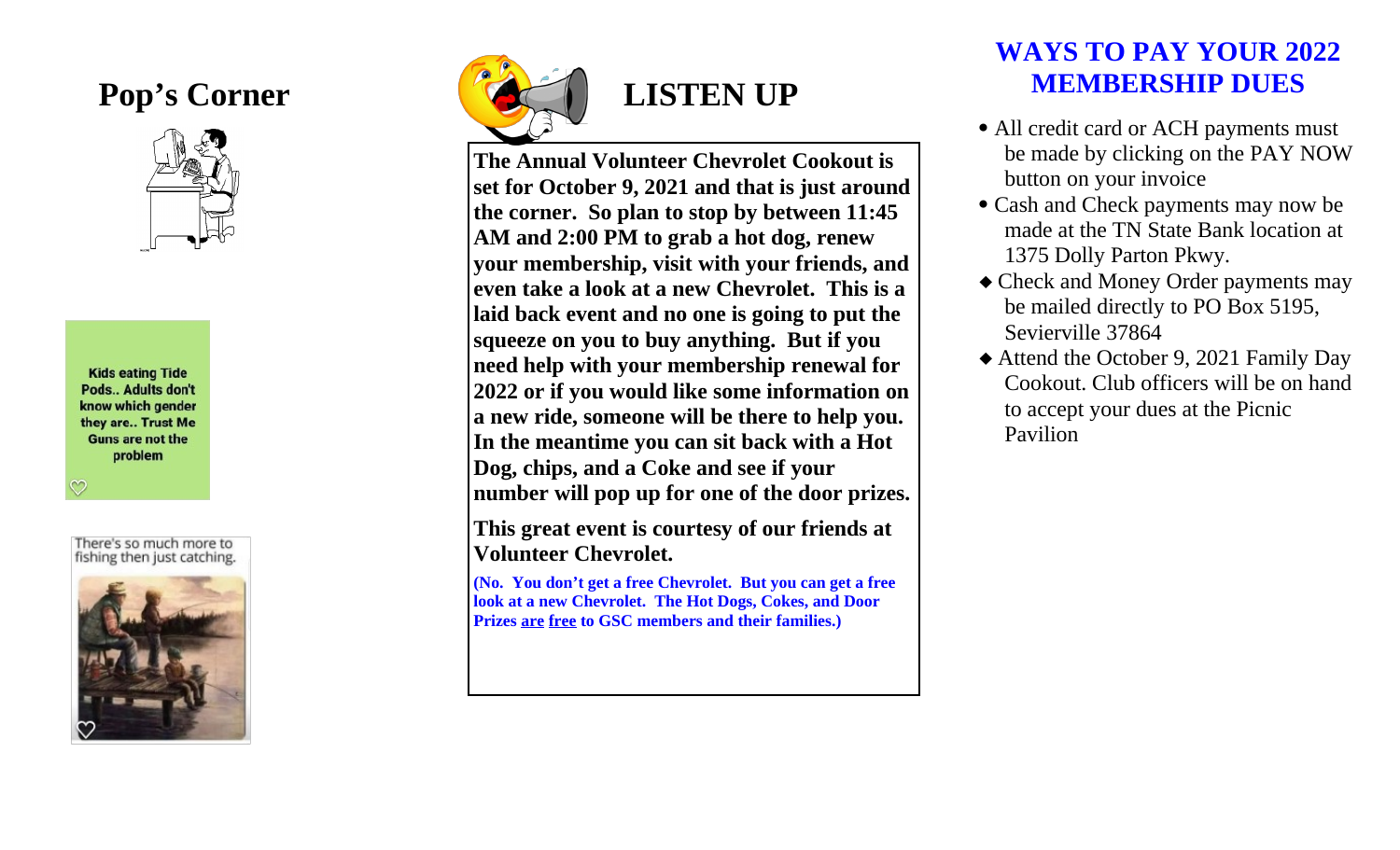## Pop's Corner

Kids eating Tide Pods.. Adults don't know which gender they are.. Trust Me Guns are not the problem

There's so much more to fishing then just catching.

## LISTEN UP

**The Annual Volunteer Chevrolet Cookout is set for October 9, 2021 and that is just around the corner. So plan to stop by between 11:45 AM and 2:00 PM to grab a hot dog, renew your membership, visit with your friends, and even take a look at a new Chevrolet. This is a laid back event and no one is going to put the squeeze on you to buy anything. But if you need help with your membership renewal for 2022 or if you would like some information on a new ride, someone will be there to help you. In the meantime you can sit back with a Hot Dog, chips, and a Coke and see if your number will pop up for one of the door prizes.**

**This great event is courtesy of our friends at Volunteer Chevrolet.**

**(No. You don't get a free Chevrolet. But you can get a free look at a new Chevrolet. The Hot Dogs, Cokes, and Door Prizes are free to GSC members and their families.)**

## WAYS TO PAY YOUR 2022 MEMBERSHIP DUES

- All credit card or ACH payments must be made by clicking on the PAY NOW button on your invoice
- Cash and Check payments may now be made at the TN State Bank location at 1375 Dolly Parton Pkwy.
- Check and Money Order payments may be mailed directly to PO Box 5195, Sevierville 37864
- Attend the October 9, 2021 Family Day Cookout. Club officers will be on hand to accept your dues at the Picnic Pavilion